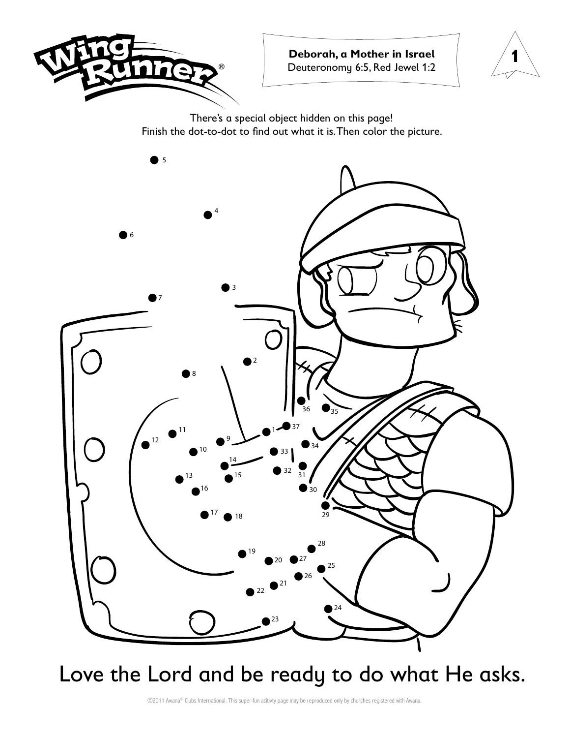**Deborah, a Mother in Israel**
Deuteronomy 6:5, Red Jewel 1:2

There's a special object hidden on this page!
Finish the dot-to-dot to find out what it is. Then color the picture.

Love the Lord and be ready to do what He asks.

©2011 Awana® Clubs International. This super-fun acitivty page may be reproduced only by churches registered with Awana.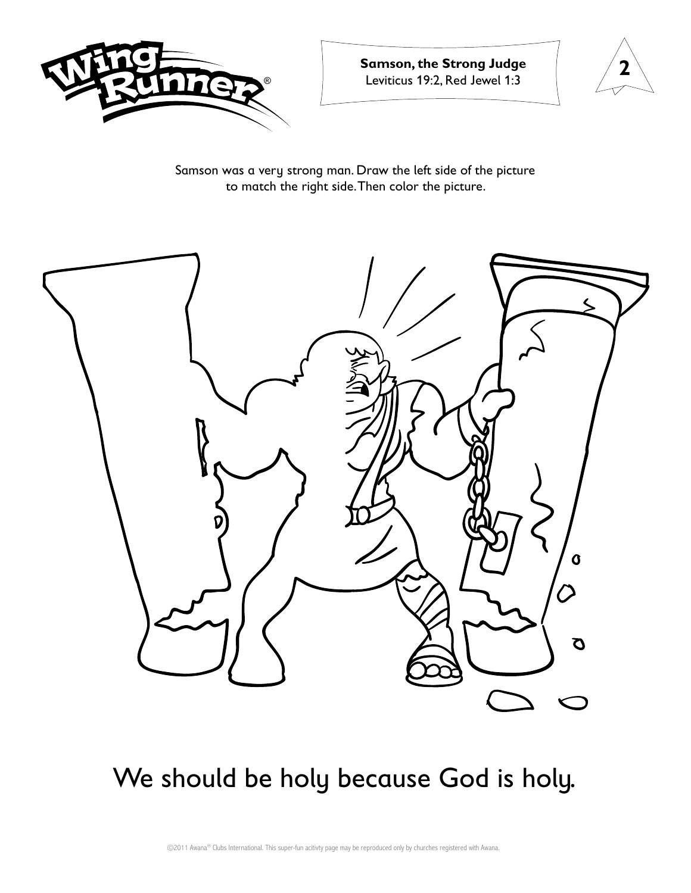**Samson, the Strong Judge**
Leviticus 19:2, Red Jewel 1:3

Samson was a very strong man. Draw the left side of the picture to match the right side. Then color the picture.

We should be holy because God is holy.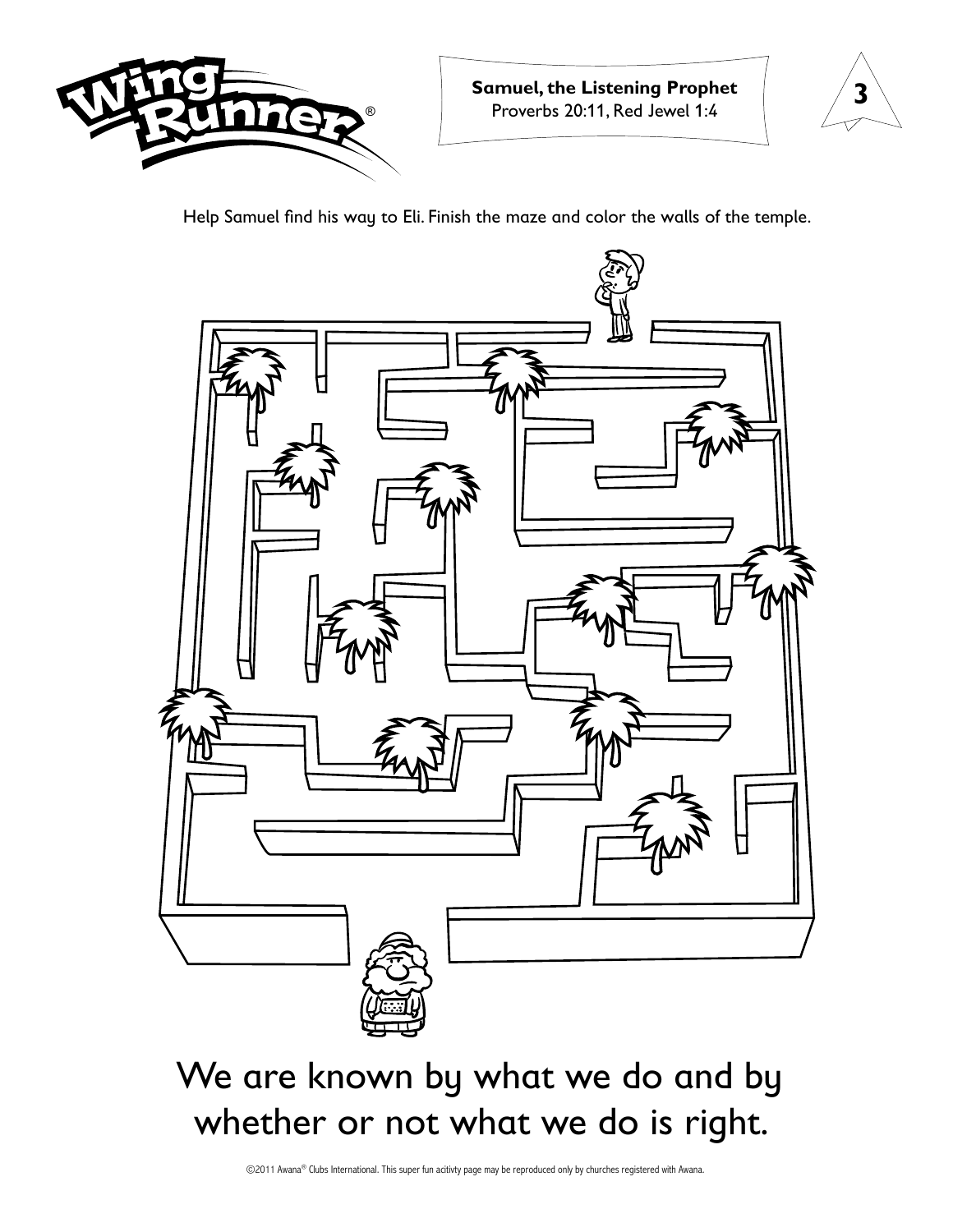**Samuel, the Listening Prophet**
Proverbs 20:11, Red Jewel 1:4

Help Samuel find his way to Eli. Finish the maze and color the walls of the temple.

# We are known by what we do and by whether or not what we do is right.

©2011 Awana® Clubs International. This super fun acitivty page may be reproduced only by churches registered with Awana.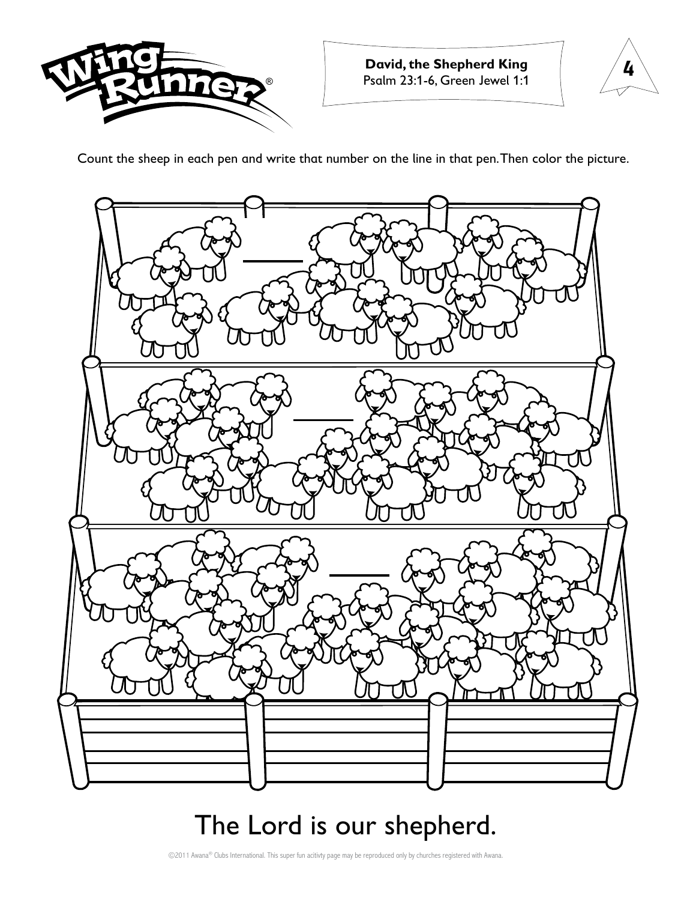**David, the Shepherd King**
Psalm 23:1-6, Green Jewel 1:1

Count the sheep in each pen and write that number on the line in that pen. Then color the picture.

\_\_\_\_\_

\_\_\_\_\_

\_\_\_\_\_

# The Lord is our shepherd.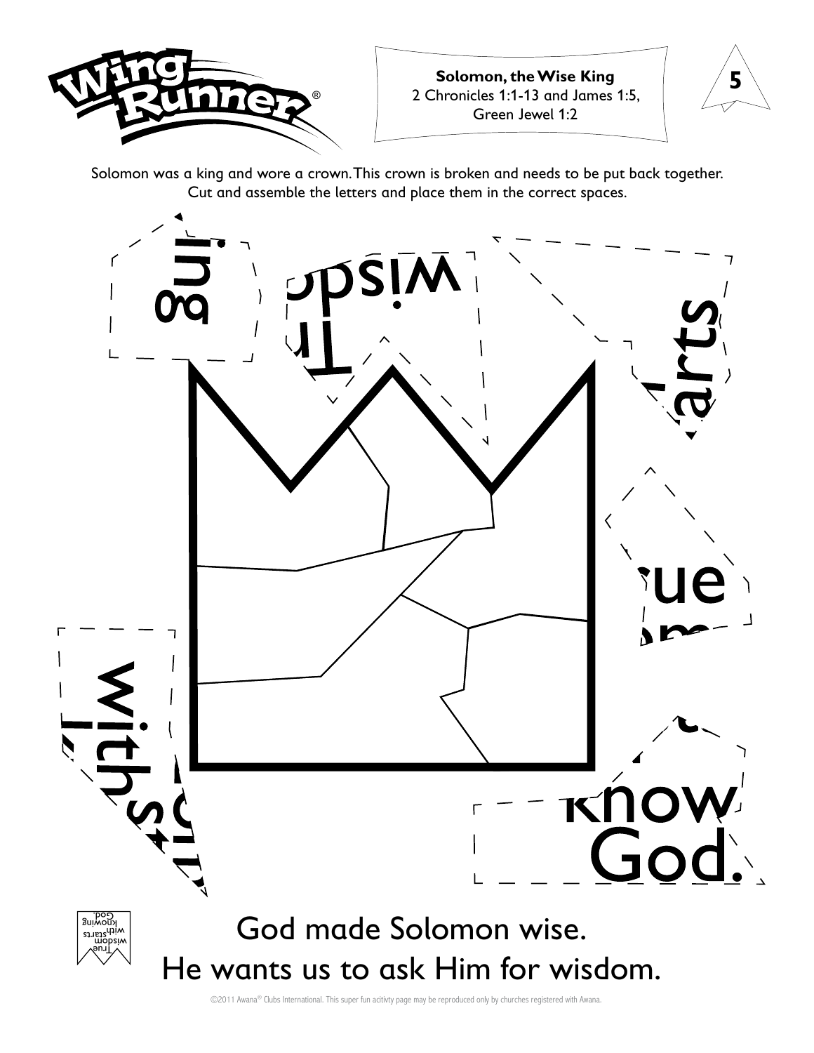**Solomon, the Wise King**
2 Chronicles 1:1-13 and James 1:5,
Green Jewel 1:2

Solomon was a king and wore a crown. This crown is broken and needs to be put back together. Cut and assemble the letters and place them in the correct spaces.

ing

wisdom

Tr

arts

ue

with

know

God.

True wisdom starts with knowing God.

God made Solomon wise.
He wants us to ask Him for wisdom.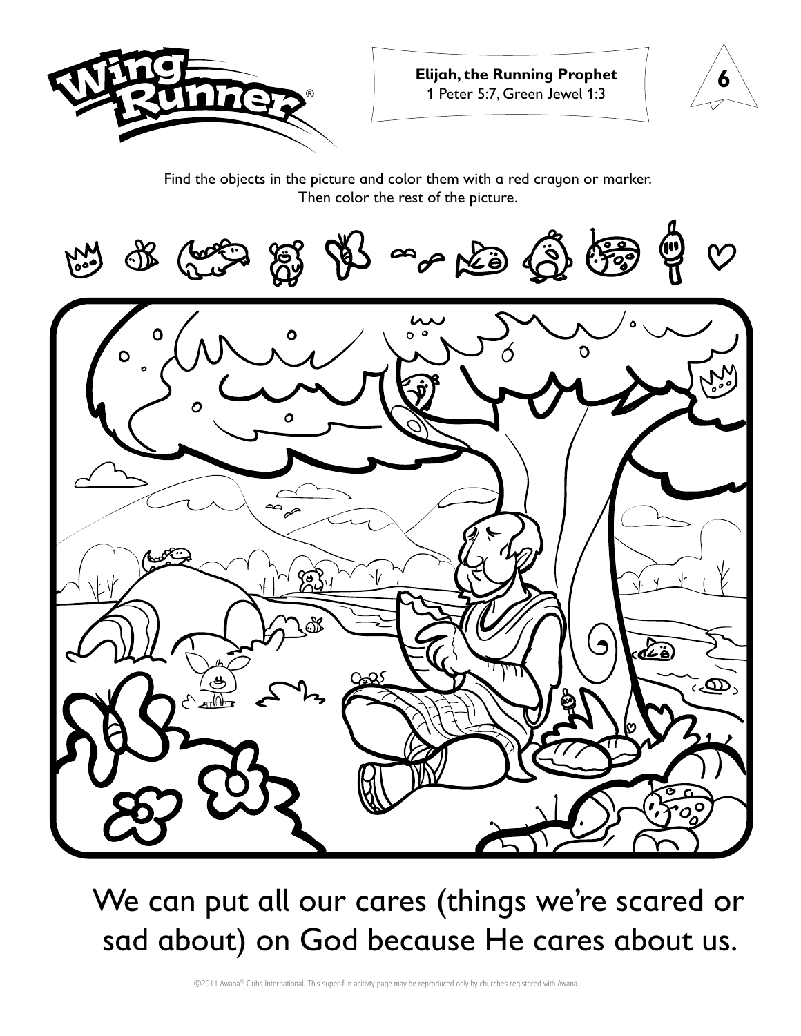**Elijah, the Running Prophet**
1 Peter 5:7, Green Jewel 1:3

Find the objects in the picture and color them with a red crayon or marker.
Then color the rest of the picture.

We can put all our cares (things we're scared or sad about) on God because He cares about us.

©2011 Awana® Clubs International. This super-fun acitivty page may be reproduced only by churches registered with Awana.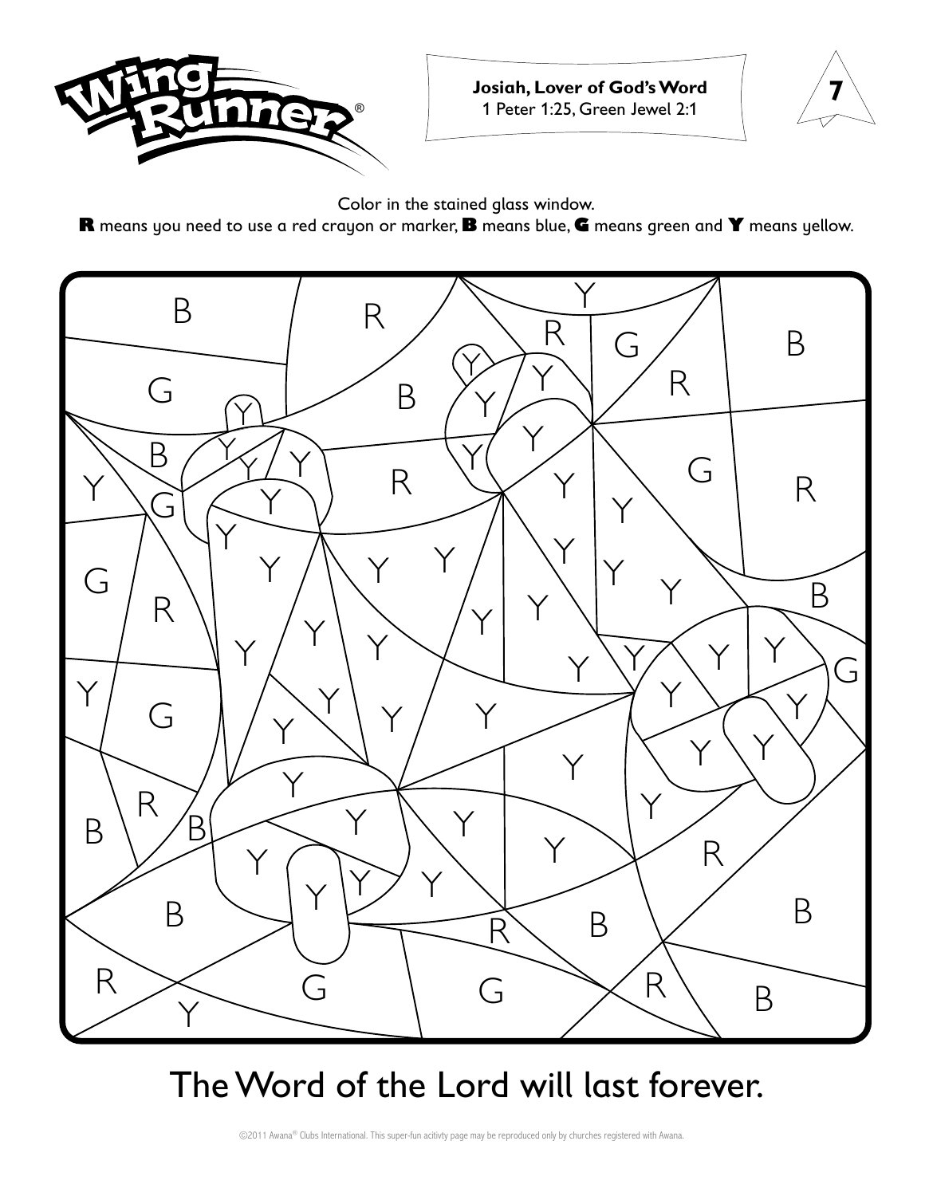**Josiah, Lover of God's Word**
1 Peter 1:25, Green Jewel 2:1

Color in the stained glass window.
**R** means you need to use a red crayon or marker, **B** means blue, **G** means green and **Y** means yellow.

The Word of the Lord will last forever.

©2011 Awana® Clubs International. This super-fun acitivty page may be reproduced only by churches registered with Awana.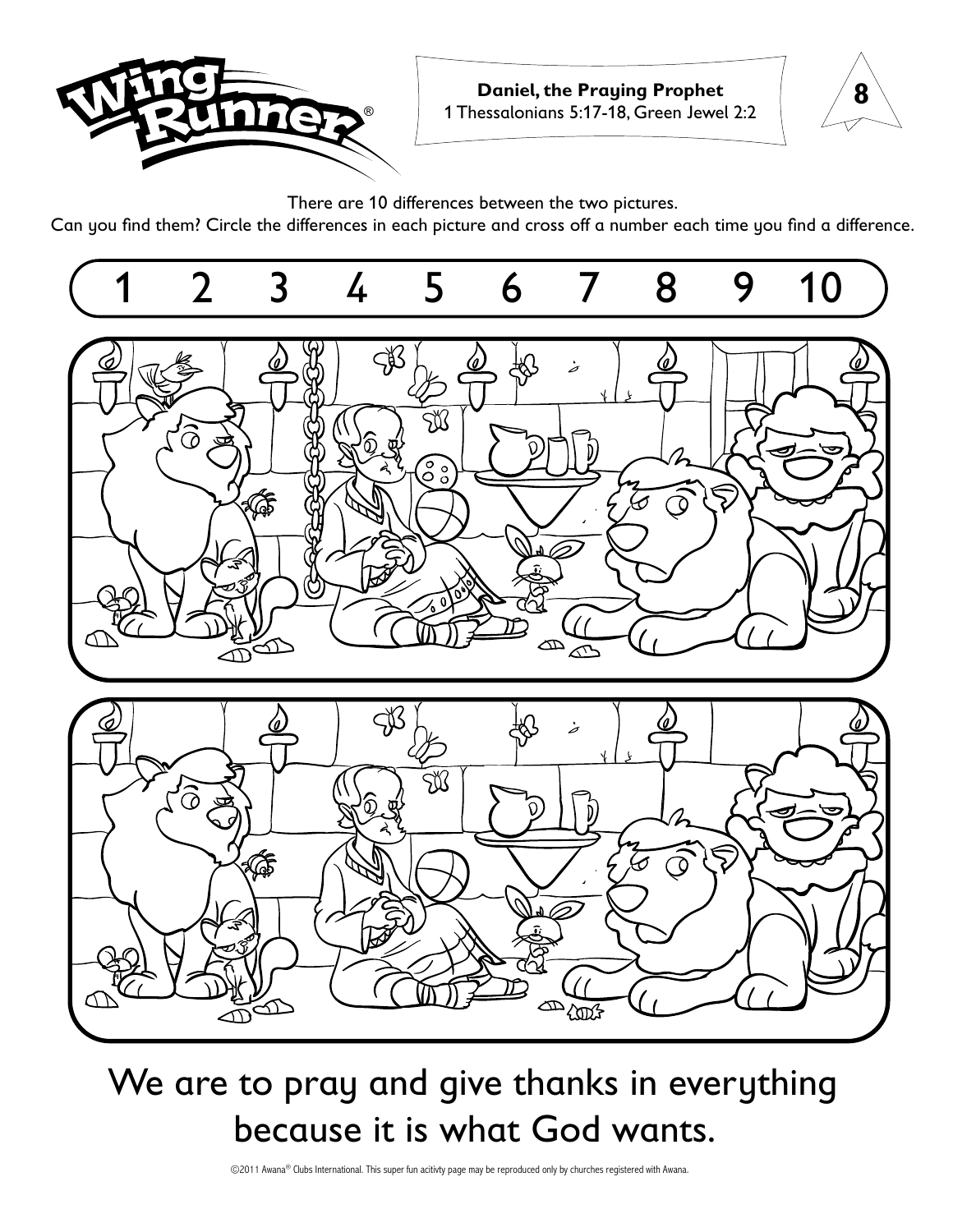**Daniel, the Praying Prophet**
1 Thessalonians 5:17-18, Green Jewel 2:2

There are 10 differences between the two pictures.
Can you find them? Circle the differences in each picture and cross off a number each time you find a difference.

1 2 3 4 5 6 7 8 9 10

We are to pray and give thanks in everything because it is what God wants.

©2011 Awana® Clubs International. This super fun acitivty page may be reproduced only by churches registered with Awana.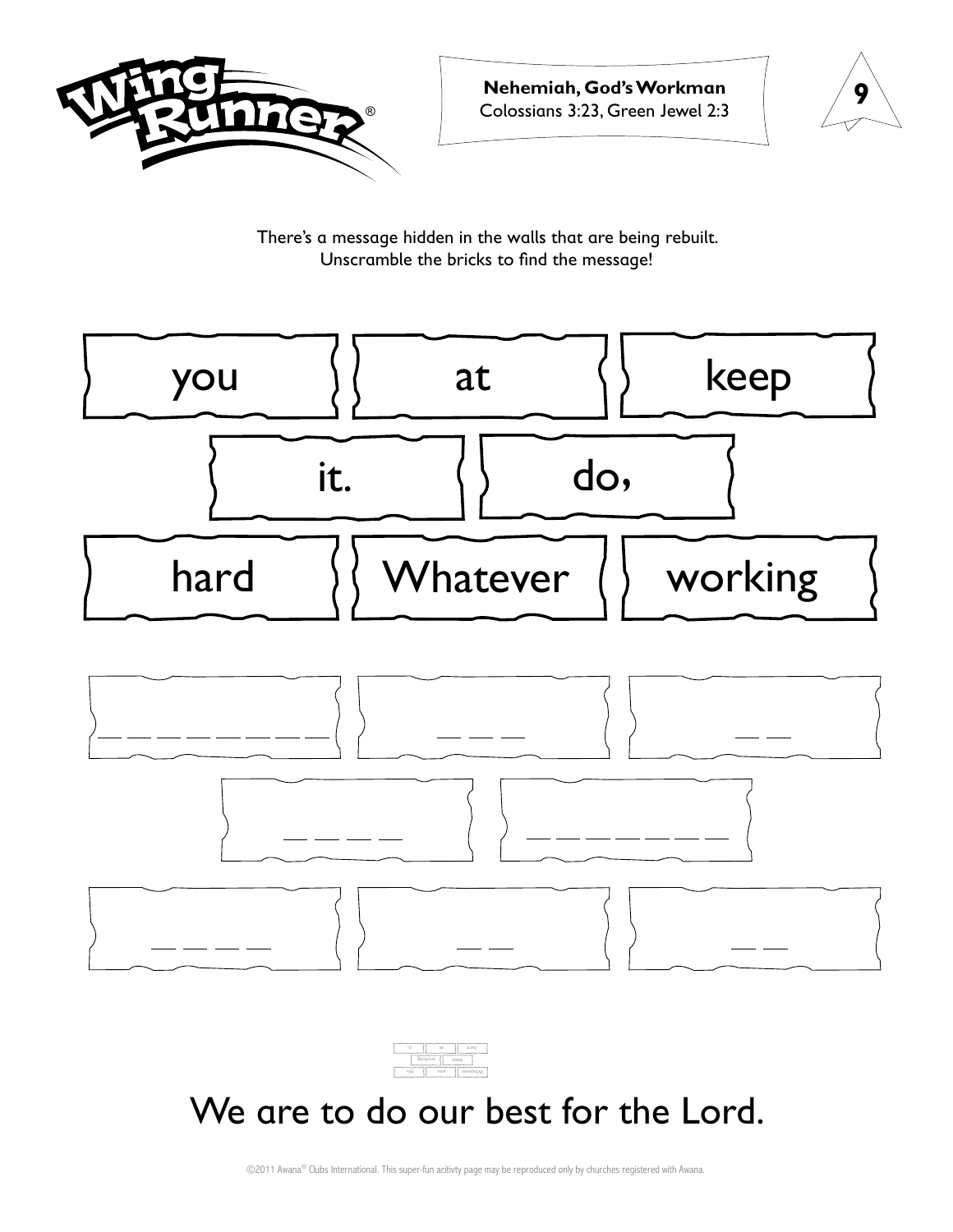**Nehemiah, God's Workman**
Colossians 3:23, Green Jewel 2:3

There's a message hidden in the walls that are being rebuilt. Unscramble the bricks to find the message!

| you | at | keep |
|---|---|---|
| it. | do, | |
| hard | Whatever | working |

| _ _ _ _ _ _ _ _ | _ _ _ | _ _ |
|---|---|---|
| _ _ _ _ | _ _ _ _ _ _ _ | |
| _ _ _ _ | _ _ | _ _ |

We are to do our best for the Lord.

©2011 Awana® Clubs International. This super-fun acitivty page may be reproduced only by churches registered with Awana.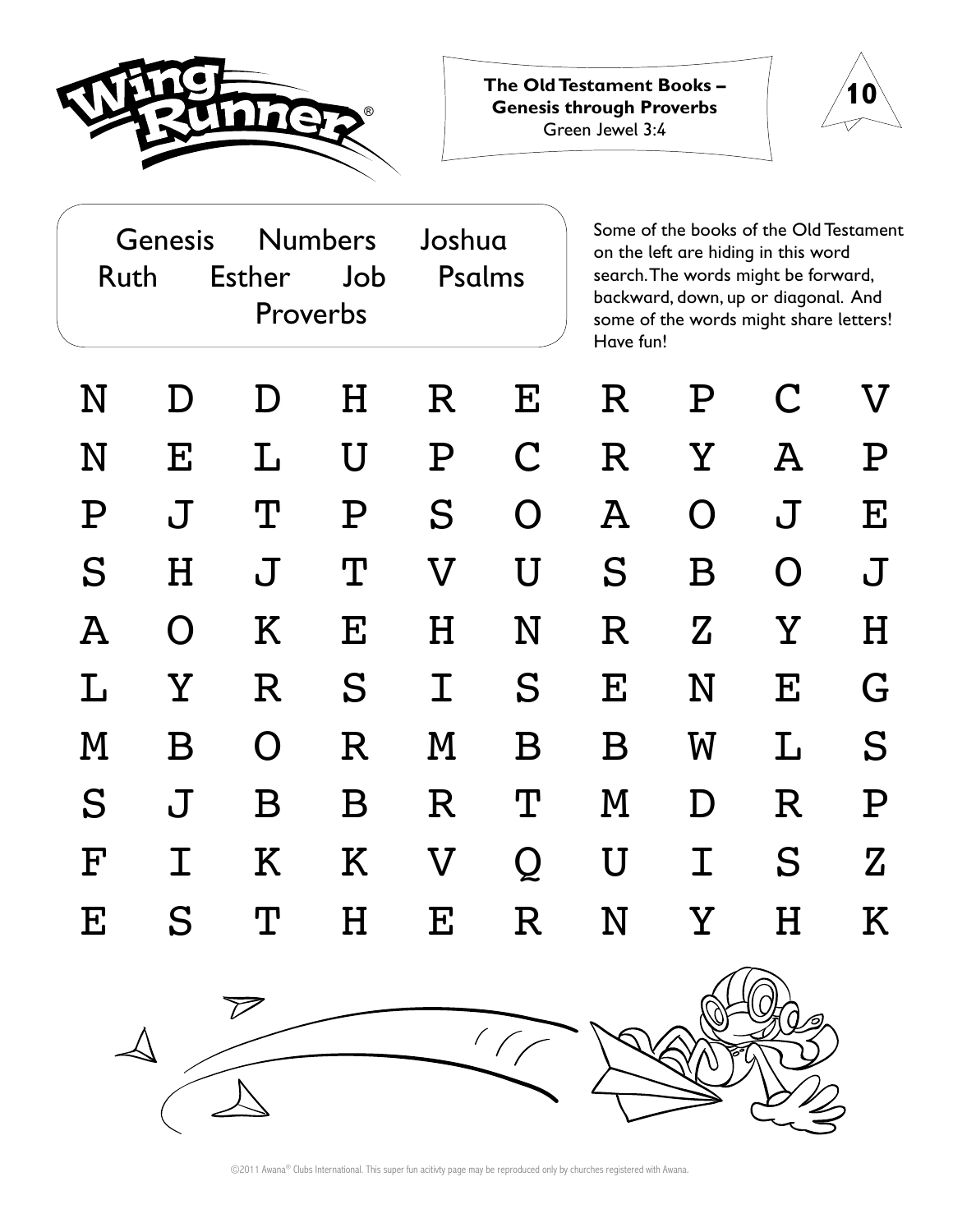# Wing Runner

**The Old Testament Books – Genesis through Proverbs**
Green Jewel 3:4

10

| | | |
|---|---|---|
| Genesis | Numbers | Joshua |
| Ruth | Esther | Job |
| Psalms | Proverbs | |

Some of the books of the Old Testament on the left are hiding in this word search. The words might be forward, backward, down, up or diagonal. And some of the words might share letters! Have fun!

```
N D D H R E R P C V
N E L U P C R Y A P
P J T P S O A O J E
S H J T V U S B O J
A O K E H N R Z Y H
L Y R S I S E N E G
M B O R M B B W L S
S J B B R T M D R P
F I K K V Q U I S Z
E S T H E R N Y H K
```

©2011 Awana® Clubs International. This super fun acitivty page may be reproduced only by churches registered with Awana.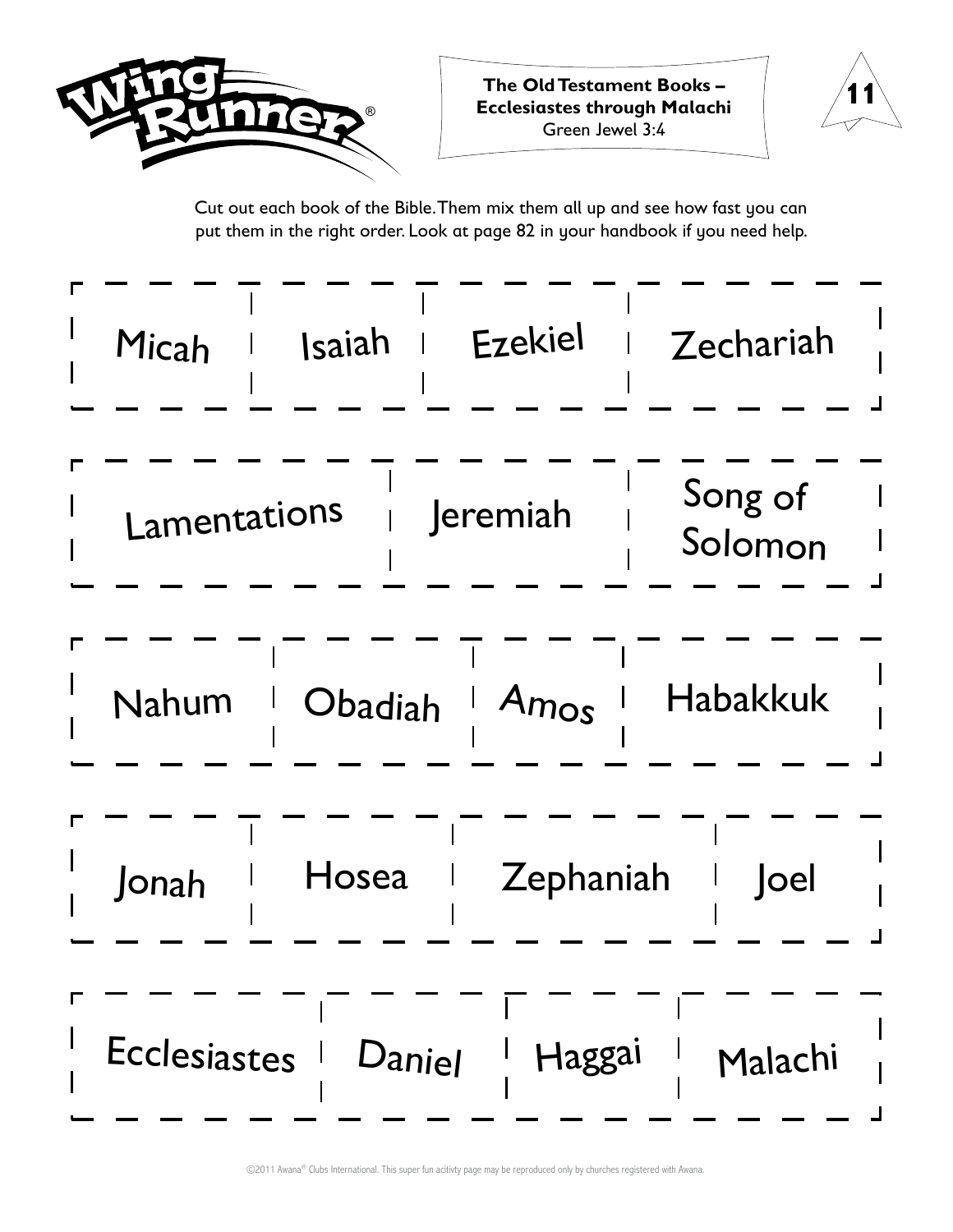**The Old Testament Books – Ecclesiastes through Malachi**
Green Jewel 3:4

Cut out each book of the Bible. Them mix them all up and see how fast you can put them in the right order. Look at page 82 in your handbook if you need help.

| Micah | Isaiah | Ezekiel | Zechariah |
| --- | --- | --- | --- |

| Lamentations | Jeremiah | Song of Solomon |
| --- | --- | --- |

| Nahum | Obadiah | Amos | Habakkuk |
| --- | --- | --- | --- |

| Jonah | Hosea | Zephaniah | Joel |
| --- | --- | --- | --- |

| Ecclesiastes | Daniel | Haggai | Malachi |
| --- | --- | --- | --- |

©2011 Awana® Clubs International. This super fun acitivty page may be reproduced only by churches registered with Awana.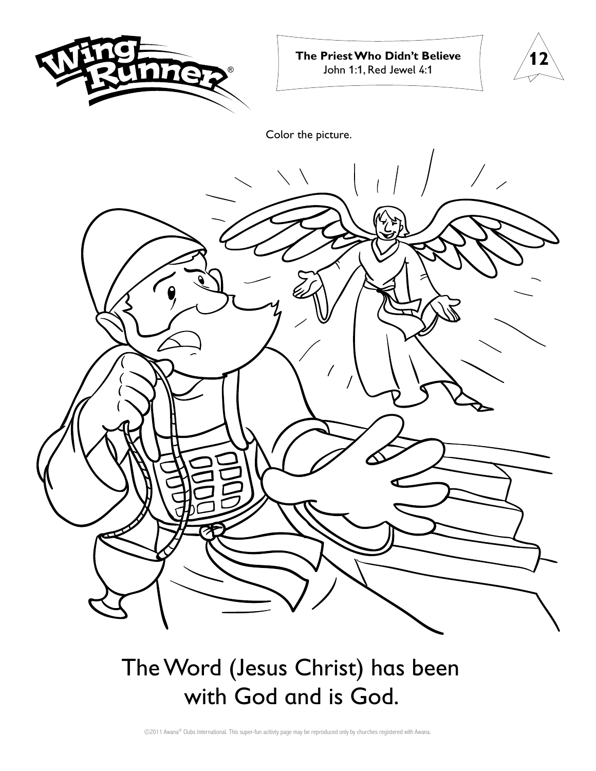**The Priest Who Didn't Believe**
John 1:1, Red Jewel 4:1

Color the picture.

The Word (Jesus Christ) has been with God and is God.

©2011 Awana® Clubs International. This super-fun acitivty page may be reproduced only by churches registered with Awana.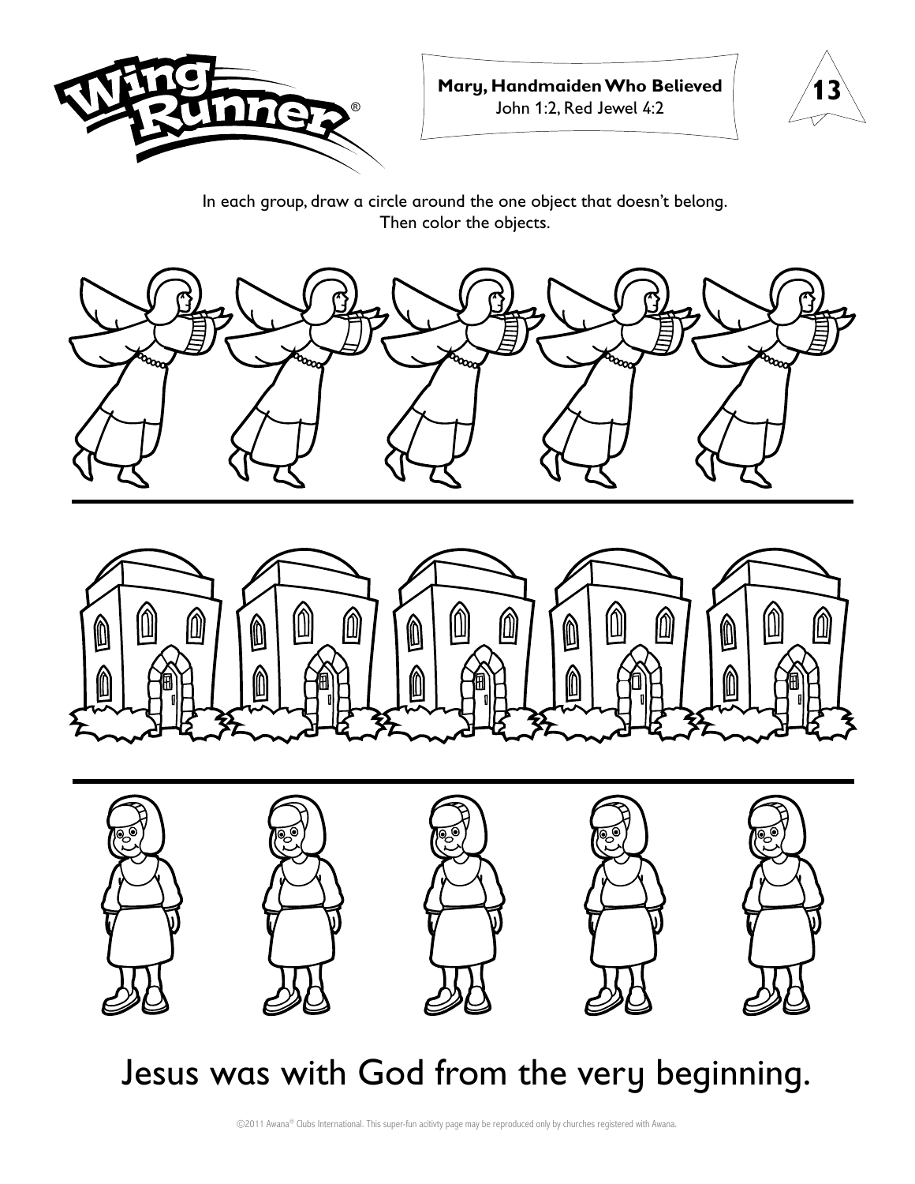**Mary, Handmaiden Who Believed**
John 1:2, Red Jewel 4:2

In each group, draw a circle around the one object that doesn't belong.
Then color the objects.

Jesus was with God from the very beginning.

©2011 Awana® Clubs International. This super-fun acitivty page may be reproduced only by churches registered with Awana.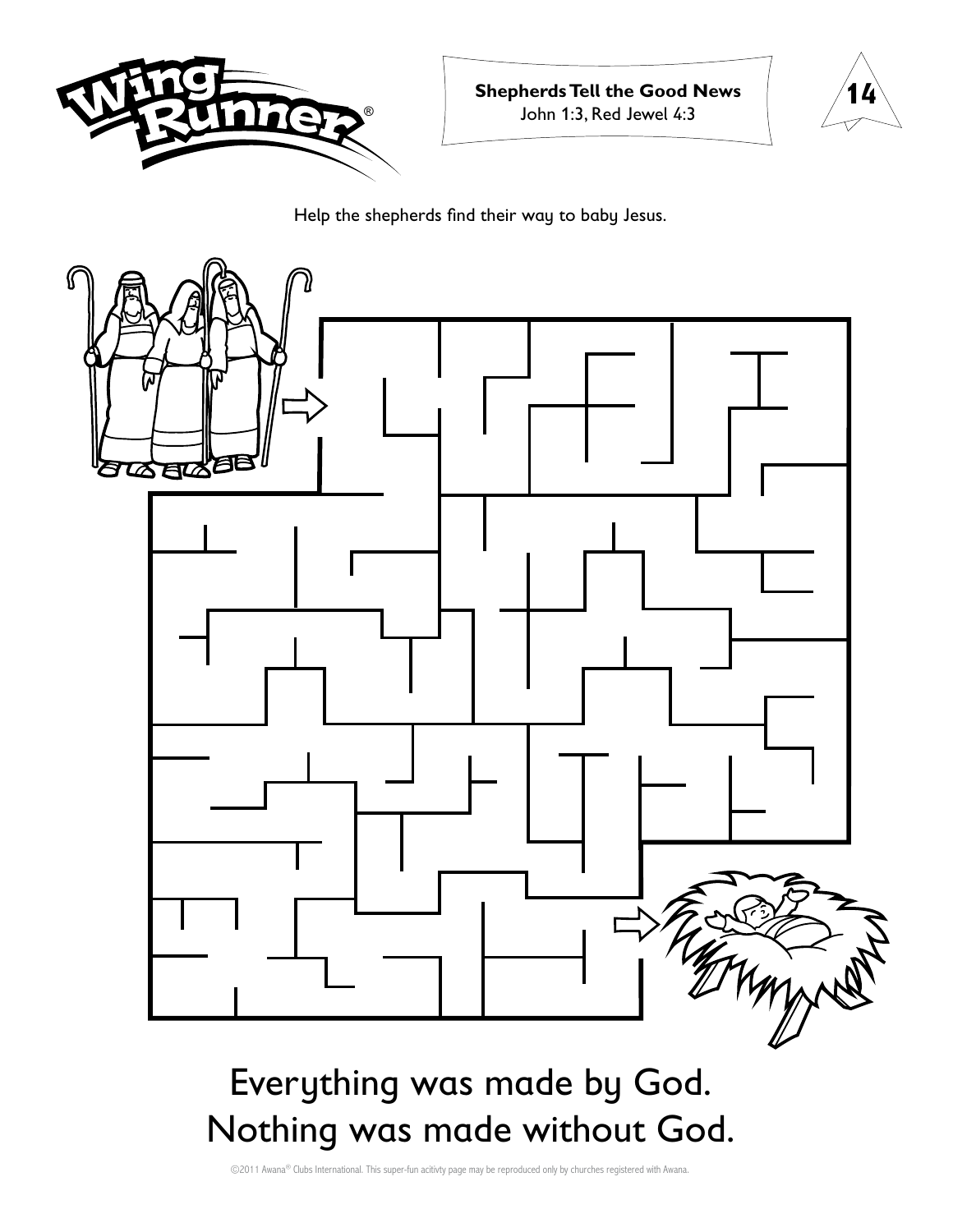**Shepherds Tell the Good News**
John 1:3, Red Jewel 4:3

Help the shepherds find their way to baby Jesus.

# Everything was made by God.
# Nothing was made without God.

©2011 Awana® Clubs International. This super-fun acitivty page may be reproduced only by churches registered with Awana.